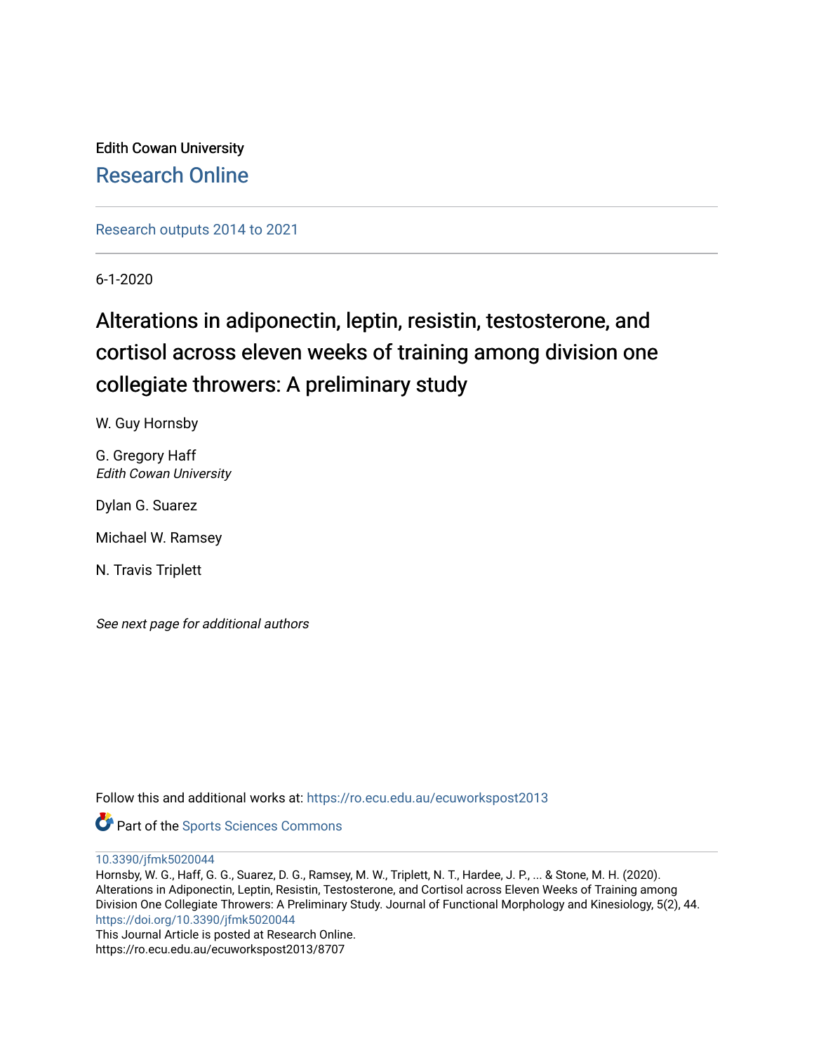Edith Cowan University

## Research Online

Research outputs 2014 to 2021

6-1-2020

# Alterations in adiponectin, leptin, resistin, testosterone, and cortisol across eleven weeks of training among division one collegiate throwers: A preliminary study

W. Guy Hornsby

G. Gregory Haff
*Edith Cowan University*

Dylan G. Suarez

Michael W. Ramsey

N. Travis Triplett

*See next page for additional authors*

Follow this and additional works at: https://ro.ecu.edu.au/ecuworkspost2013

Part of the Sports Sciences Commons

10.3390/jfmk5020044

Hornsby, W. G., Haff, G. G., Suarez, D. G., Ramsey, M. W., Triplett, N. T., Hardee, J. P., ... & Stone, M. H. (2020). Alterations in Adiponectin, Leptin, Resistin, Testosterone, and Cortisol across Eleven Weeks of Training among Division One Collegiate Throwers: A Preliminary Study. Journal of Functional Morphology and Kinesiology, 5(2), 44.
https://doi.org/10.3390/jfmk5020044

This Journal Article is posted at Research Online.
https://ro.ecu.edu.au/ecuworkspost2013/8707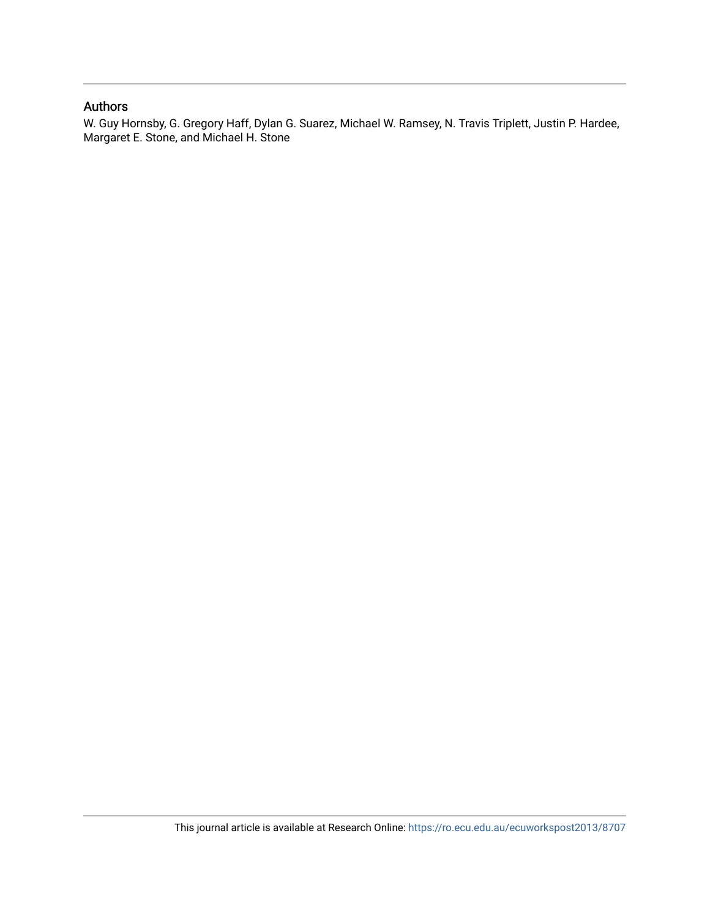## Authors

W. Guy Hornsby, G. Gregory Haff, Dylan G. Suarez, Michael W. Ramsey, N. Travis Triplett, Justin P. Hardee, Margaret E. Stone, and Michael H. Stone

This journal article is available at Research Online: https://ro.ecu.edu.au/ecuworkspost2013/8707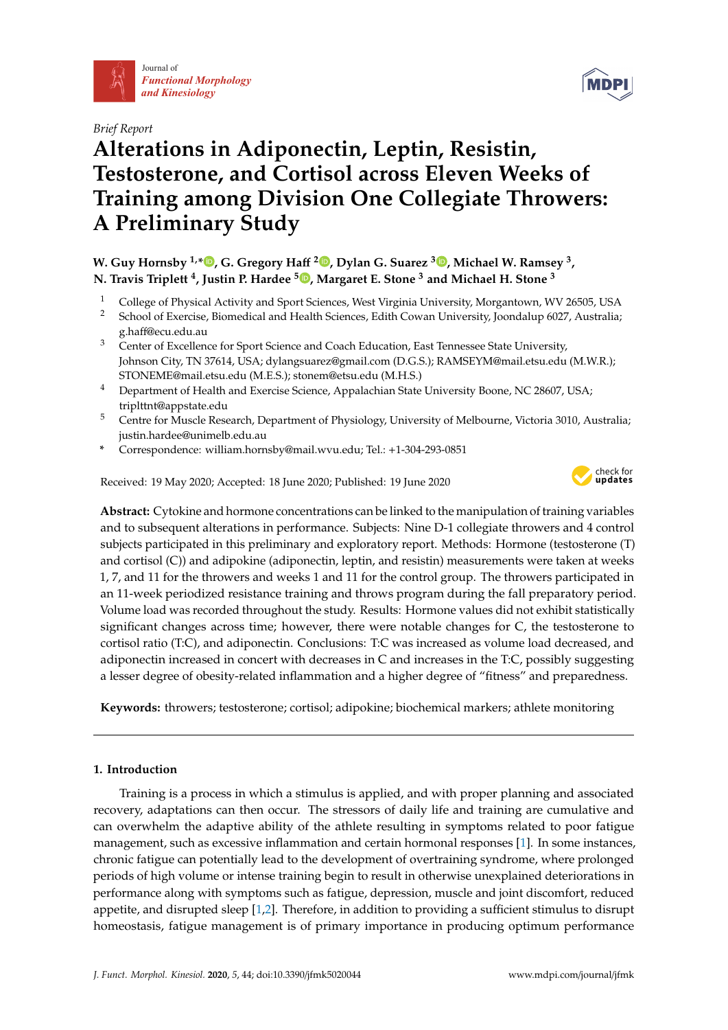Brief Report

# Alterations in Adiponectin, Leptin, Resistin, Testosterone, and Cortisol across Eleven Weeks of Training among Division One Collegiate Throwers: A Preliminary Study

**W. Guy Hornsby [1,*], G. Gregory Haff [2], Dylan G. Suarez [3], Michael W. Ramsey [3], N. Travis Triplett [4], Justin P. Hardee [5], Margaret E. Stone [3] and Michael H. Stone [3]**

1 College of Physical Activity and Sport Sciences, West Virginia University, Morgantown, WV 26505, USA
2 School of Exercise, Biomedical and Health Sciences, Edith Cowan University, Joondalup 6027, Australia; g.haff@ecu.edu.au
3 Center of Excellence for Sport Science and Coach Education, East Tennessee State University, Johnson City, TN 37614, USA; dylangsuarez@gmail.com (D.G.S.); RAMSEYM@mail.etsu.edu (M.W.R.); STONEME@mail.etsu.edu (M.E.S.); stonem@etsu.edu (M.H.S.)
4 Department of Health and Exercise Science, Appalachian State University Boone, NC 28607, USA; triplttnt@appstate.edu
5 Centre for Muscle Research, Department of Physiology, University of Melbourne, Victoria 3010, Australia; justin.hardee@unimelb.edu.au
* Correspondence: william.hornsby@mail.wvu.edu; Tel.: +1-304-293-0851

Received: 19 May 2020; Accepted: 18 June 2020; Published: 19 June 2020

**Abstract:** Cytokine and hormone concentrations can be linked to the manipulation of training variables and to subsequent alterations in performance. Subjects: Nine D-1 collegiate throwers and 4 control subjects participated in this preliminary and exploratory report. Methods: Hormone (testosterone (T) and cortisol (C)) and adipokine (adiponectin, leptin, and resistin) measurements were taken at weeks 1, 7, and 11 for the throwers and weeks 1 and 11 for the control group. The throwers participated in an 11-week periodized resistance training and throws program during the fall preparatory period. Volume load was recorded throughout the study. Results: Hormone values did not exhibit statistically significant changes across time; however, there were notable changes for C, the testosterone to cortisol ratio (T:C), and adiponectin. Conclusions: T:C was increased as volume load decreased, and adiponectin increased in concert with decreases in C and increases in the T:C, possibly suggesting a lesser degree of obesity-related inflammation and a higher degree of "fitness" and preparedness.

**Keywords:** throwers; testosterone; cortisol; adipokine; biochemical markers; athlete monitoring

## 1. Introduction

Training is a process in which a stimulus is applied, and with proper planning and associated recovery, adaptations can then occur. The stressors of daily life and training are cumulative and can overwhelm the adaptive ability of the athlete resulting in symptoms related to poor fatigue management, such as excessive inflammation and certain hormonal responses [1]. In some instances, chronic fatigue can potentially lead to the development of overtraining syndrome, where prolonged periods of high volume or intense training begin to result in otherwise unexplained deteriorations in performance along with symptoms such as fatigue, depression, muscle and joint discomfort, reduced appetite, and disrupted sleep [1,2]. Therefore, in addition to providing a sufficient stimulus to disrupt homeostasis, fatigue management is of primary importance in producing optimum performance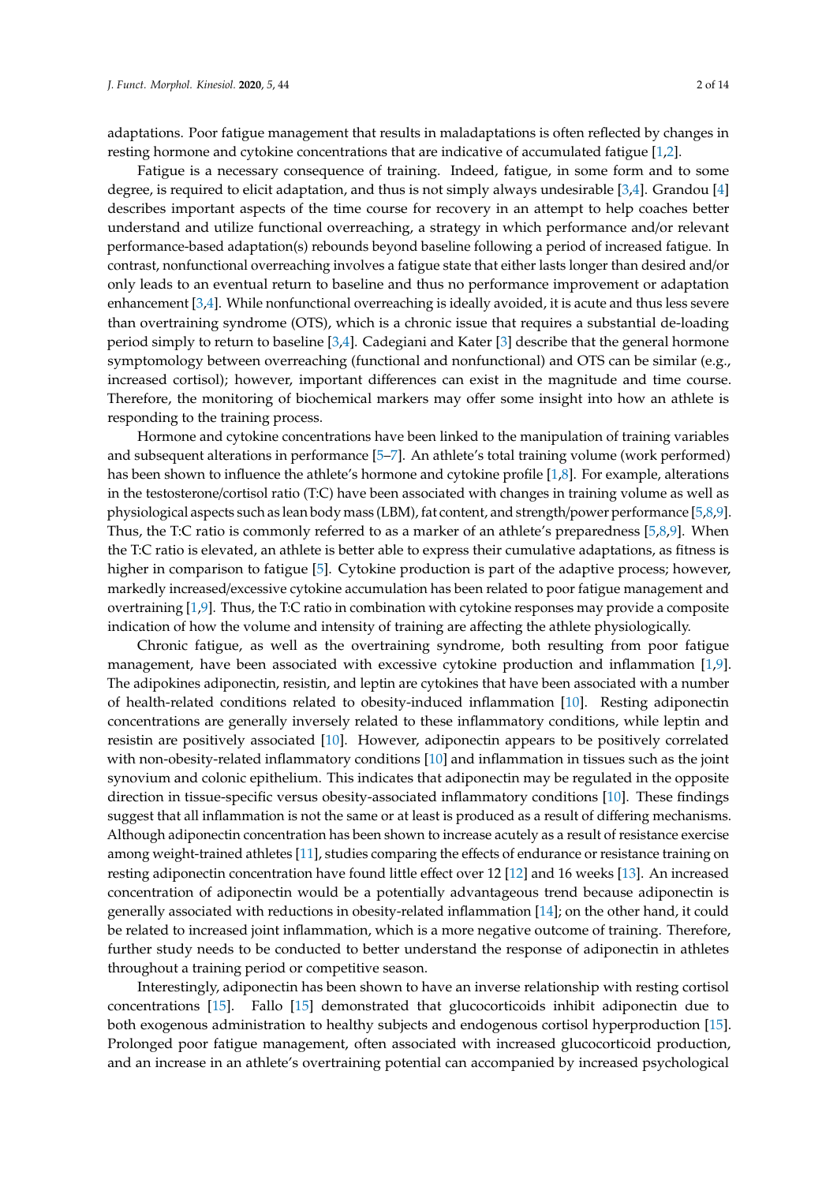adaptations. Poor fatigue management that results in maladaptations is often reflected by changes in resting hormone and cytokine concentrations that are indicative of accumulated fatigue [1,2].

Fatigue is a necessary consequence of training. Indeed, fatigue, in some form and to some degree, is required to elicit adaptation, and thus is not simply always undesirable [3,4]. Grandou [4] describes important aspects of the time course for recovery in an attempt to help coaches better understand and utilize functional overreaching, a strategy in which performance and/or relevant performance-based adaptation(s) rebounds beyond baseline following a period of increased fatigue. In contrast, nonfunctional overreaching involves a fatigue state that either lasts longer than desired and/or only leads to an eventual return to baseline and thus no performance improvement or adaptation enhancement [3,4]. While nonfunctional overreaching is ideally avoided, it is acute and thus less severe than overtraining syndrome (OTS), which is a chronic issue that requires a substantial de-loading period simply to return to baseline [3,4]. Cadegiani and Kater [3] describe that the general hormone symptomology between overreaching (functional and nonfunctional) and OTS can be similar (e.g., increased cortisol); however, important differences can exist in the magnitude and time course. Therefore, the monitoring of biochemical markers may offer some insight into how an athlete is responding to the training process.

Hormone and cytokine concentrations have been linked to the manipulation of training variables and subsequent alterations in performance [5–7]. An athlete's total training volume (work performed) has been shown to influence the athlete's hormone and cytokine profile [1,8]. For example, alterations in the testosterone/cortisol ratio (T:C) have been associated with changes in training volume as well as physiological aspects such as lean body mass (LBM), fat content, and strength/power performance [5,8,9]. Thus, the T:C ratio is commonly referred to as a marker of an athlete's preparedness [5,8,9]. When the T:C ratio is elevated, an athlete is better able to express their cumulative adaptations, as fitness is higher in comparison to fatigue [5]. Cytokine production is part of the adaptive process; however, markedly increased/excessive cytokine accumulation has been related to poor fatigue management and overtraining [1,9]. Thus, the T:C ratio in combination with cytokine responses may provide a composite indication of how the volume and intensity of training are affecting the athlete physiologically.

Chronic fatigue, as well as the overtraining syndrome, both resulting from poor fatigue management, have been associated with excessive cytokine production and inflammation [1,9]. The adipokines adiponectin, resistin, and leptin are cytokines that have been associated with a number of health-related conditions related to obesity-induced inflammation [10]. Resting adiponectin concentrations are generally inversely related to these inflammatory conditions, while leptin and resistin are positively associated [10]. However, adiponectin appears to be positively correlated with non-obesity-related inflammatory conditions [10] and inflammation in tissues such as the joint synovium and colonic epithelium. This indicates that adiponectin may be regulated in the opposite direction in tissue-specific versus obesity-associated inflammatory conditions [10]. These findings suggest that all inflammation is not the same or at least is produced as a result of differing mechanisms. Although adiponectin concentration has been shown to increase acutely as a result of resistance exercise among weight-trained athletes [11], studies comparing the effects of endurance or resistance training on resting adiponectin concentration have found little effect over 12 [12] and 16 weeks [13]. An increased concentration of adiponectin would be a potentially advantageous trend because adiponectin is generally associated with reductions in obesity-related inflammation [14]; on the other hand, it could be related to increased joint inflammation, which is a more negative outcome of training. Therefore, further study needs to be conducted to better understand the response of adiponectin in athletes throughout a training period or competitive season.

Interestingly, adiponectin has been shown to have an inverse relationship with resting cortisol concentrations [15]. Fallo [15] demonstrated that glucocorticoids inhibit adiponectin due to both exogenous administration to healthy subjects and endogenous cortisol hyperproduction [15]. Prolonged poor fatigue management, often associated with increased glucocorticoid production, and an increase in an athlete's overtraining potential can accompanied by increased psychological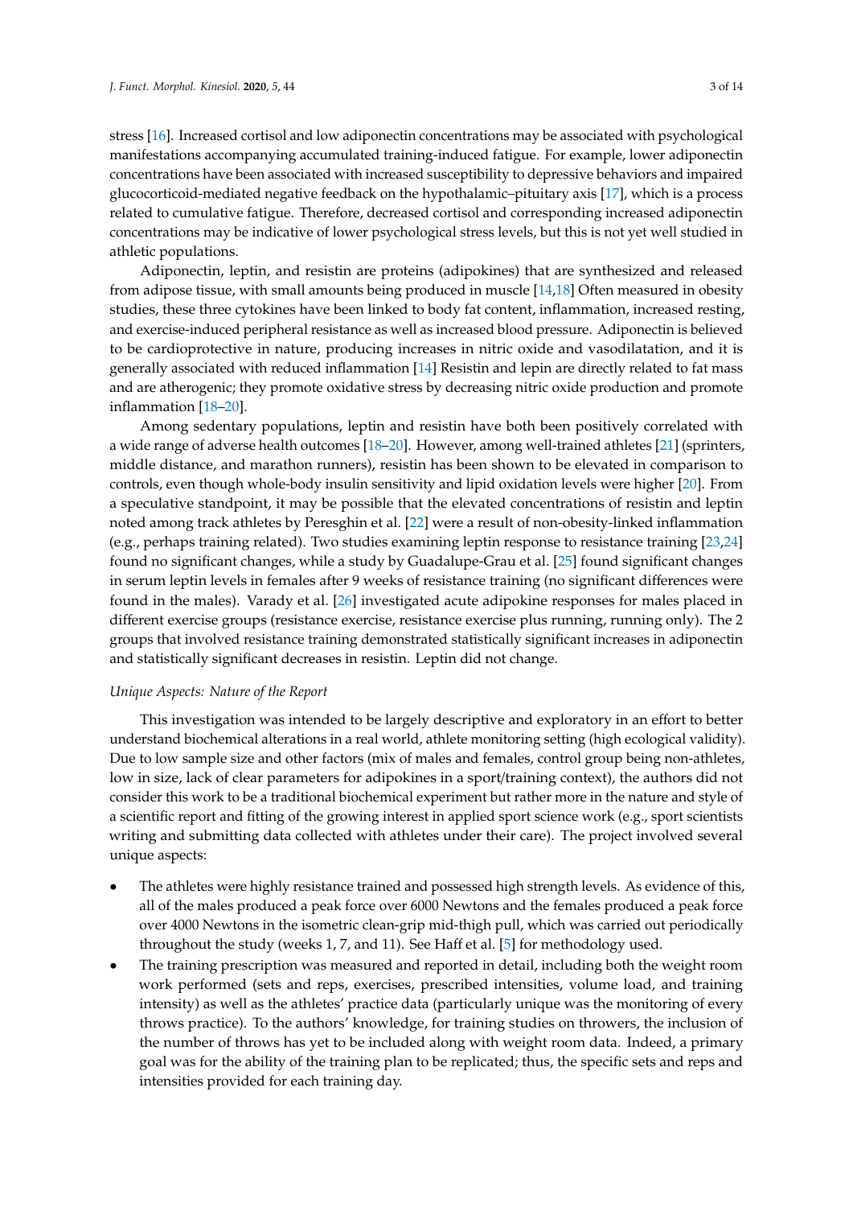stress [16]. Increased cortisol and low adiponectin concentrations may be associated with psychological manifestations accompanying accumulated training-induced fatigue. For example, lower adiponectin concentrations have been associated with increased susceptibility to depressive behaviors and impaired glucocorticoid-mediated negative feedback on the hypothalamic–pituitary axis [17], which is a process related to cumulative fatigue. Therefore, decreased cortisol and corresponding increased adiponectin concentrations may be indicative of lower psychological stress levels, but this is not yet well studied in athletic populations.

Adiponectin, leptin, and resistin are proteins (adipokines) that are synthesized and released from adipose tissue, with small amounts being produced in muscle [14,18] Often measured in obesity studies, these three cytokines have been linked to body fat content, inflammation, increased resting, and exercise-induced peripheral resistance as well as increased blood pressure. Adiponectin is believed to be cardioprotective in nature, producing increases in nitric oxide and vasodilatation, and it is generally associated with reduced inflammation [14] Resistin and lepin are directly related to fat mass and are atherogenic; they promote oxidative stress by decreasing nitric oxide production and promote inflammation [18–20].

Among sedentary populations, leptin and resistin have both been positively correlated with a wide range of adverse health outcomes [18–20]. However, among well-trained athletes [21] (sprinters, middle distance, and marathon runners), resistin has been shown to be elevated in comparison to controls, even though whole-body insulin sensitivity and lipid oxidation levels were higher [20]. From a speculative standpoint, it may be possible that the elevated concentrations of resistin and leptin noted among track athletes by Peresghin et al. [22] were a result of non-obesity-linked inflammation (e.g., perhaps training related). Two studies examining leptin response to resistance training [23,24] found no significant changes, while a study by Guadalupe-Grau et al. [25] found significant changes in serum leptin levels in females after 9 weeks of resistance training (no significant differences were found in the males). Varady et al. [26] investigated acute adipokine responses for males placed in different exercise groups (resistance exercise, resistance exercise plus running, running only). The 2 groups that involved resistance training demonstrated statistically significant increases in adiponectin and statistically significant decreases in resistin. Leptin did not change.

*Unique Aspects: Nature of the Report*

This investigation was intended to be largely descriptive and exploratory in an effort to better understand biochemical alterations in a real world, athlete monitoring setting (high ecological validity). Due to low sample size and other factors (mix of males and females, control group being non-athletes, low in size, lack of clear parameters for adipokines in a sport/training context), the authors did not consider this work to be a traditional biochemical experiment but rather more in the nature and style of a scientific report and fitting of the growing interest in applied sport science work (e.g., sport scientists writing and submitting data collected with athletes under their care). The project involved several unique aspects:

- The athletes were highly resistance trained and possessed high strength levels. As evidence of this, all of the males produced a peak force over 6000 Newtons and the females produced a peak force over 4000 Newtons in the isometric clean-grip mid-thigh pull, which was carried out periodically throughout the study (weeks 1, 7, and 11). See Haff et al. [5] for methodology used.
- The training prescription was measured and reported in detail, including both the weight room work performed (sets and reps, exercises, prescribed intensities, volume load, and training intensity) as well as the athletes' practice data (particularly unique was the monitoring of every throws practice). To the authors' knowledge, for training studies on throwers, the inclusion of the number of throws has yet to be included along with weight room data. Indeed, a primary goal was for the ability of the training plan to be replicated; thus, the specific sets and reps and intensities provided for each training day.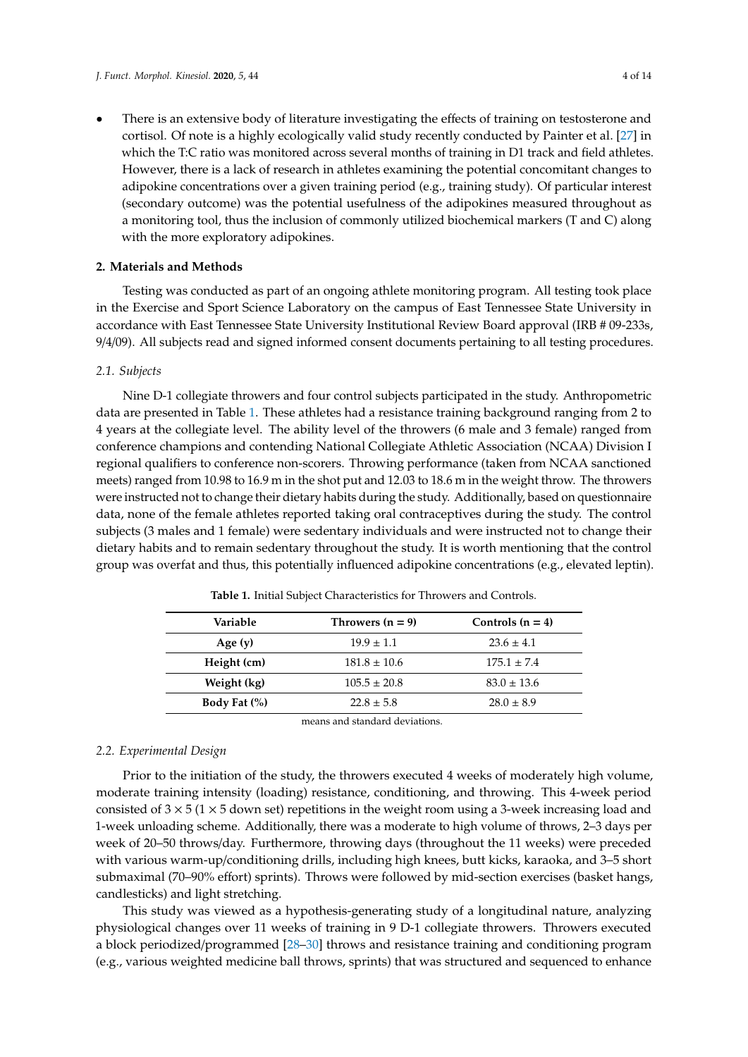- There is an extensive body of literature investigating the effects of training on testosterone and cortisol. Of note is a highly ecologically valid study recently conducted by Painter et al. [27] in which the T:C ratio was monitored across several months of training in D1 track and field athletes. However, there is a lack of research in athletes examining the potential concomitant changes to adipokine concentrations over a given training period (e.g., training study). Of particular interest (secondary outcome) was the potential usefulness of the adipokines measured throughout as a monitoring tool, thus the inclusion of commonly utilized biochemical markers (T and C) along with the more exploratory adipokines.

## 2. Materials and Methods

Testing was conducted as part of an ongoing athlete monitoring program. All testing took place in the Exercise and Sport Science Laboratory on the campus of East Tennessee State University in accordance with East Tennessee State University Institutional Review Board approval (IRB # 09-233s, 9/4/09). All subjects read and signed informed consent documents pertaining to all testing procedures.

### 2.1. Subjects

Nine D-1 collegiate throwers and four control subjects participated in the study. Anthropometric data are presented in Table 1. These athletes had a resistance training background ranging from 2 to 4 years at the collegiate level. The ability level of the throwers (6 male and 3 female) ranged from conference champions and contending National Collegiate Athletic Association (NCAA) Division I regional qualifiers to conference non-scorers. Throwing performance (taken from NCAA sanctioned meets) ranged from 10.98 to 16.9 m in the shot put and 12.03 to 18.6 m in the weight throw. The throwers were instructed not to change their dietary habits during the study. Additionally, based on questionnaire data, none of the female athletes reported taking oral contraceptives during the study. The control subjects (3 males and 1 female) were sedentary individuals and were instructed not to change their dietary habits and to remain sedentary throughout the study. It is worth mentioning that the control group was overfat and thus, this potentially influenced adipokine concentrations (e.g., elevated leptin).

**Table 1.** Initial Subject Characteristics for Throwers and Controls.

| Variable | Throwers (n = 9) | Controls (n = 4) |
|---|---|---|
| **Age (y)** | 19.9 ± 1.1 | 23.6 ± 4.1 |
| **Height (cm)** | 181.8 ± 10.6 | 175.1 ± 7.4 |
| **Weight (kg)** | 105.5 ± 20.8 | 83.0 ± 13.6 |
| **Body Fat (%)** | 22.8 ± 5.8 | 28.0 ± 8.9 |

means and standard deviations.

### 2.2. Experimental Design

Prior to the initiation of the study, the throwers executed 4 weeks of moderately high volume, moderate training intensity (loading) resistance, conditioning, and throwing. This 4-week period consisted of $3 \times 5$ ($1 \times 5$ down set) repetitions in the weight room using a 3-week increasing load and 1-week unloading scheme. Additionally, there was a moderate to high volume of throws, 2–3 days per week of 20–50 throws/day. Furthermore, throwing days (throughout the 11 weeks) were preceded with various warm-up/conditioning drills, including high knees, butt kicks, karaoka, and 3–5 short submaximal (70–90% effort) sprints). Throws were followed by mid-section exercises (basket hangs, candlesticks) and light stretching.

This study was viewed as a hypothesis-generating study of a longitudinal nature, analyzing physiological changes over 11 weeks of training in 9 D-1 collegiate throwers. Throwers executed a block periodized/programmed [28–30] throws and resistance training and conditioning program (e.g., various weighted medicine ball throws, sprints) that was structured and sequenced to enhance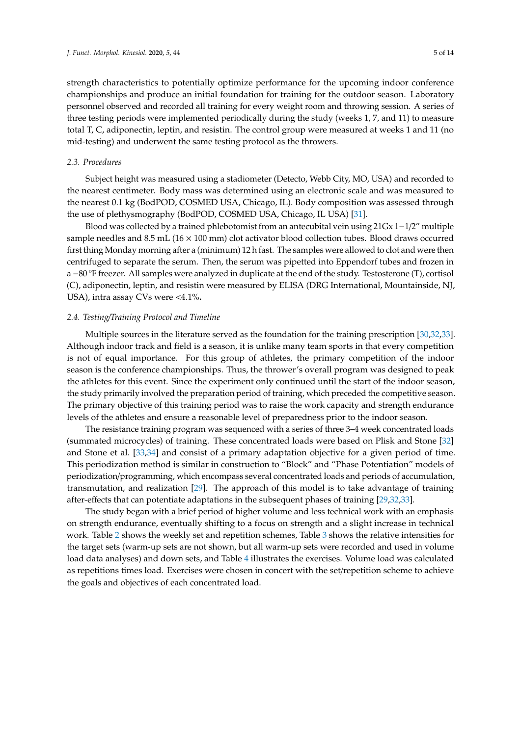strength characteristics to potentially optimize performance for the upcoming indoor conference championships and produce an initial foundation for training for the outdoor season. Laboratory personnel observed and recorded all training for every weight room and throwing session. A series of three testing periods were implemented periodically during the study (weeks 1, 7, and 11) to measure total T, C, adiponectin, leptin, and resistin. The control group were measured at weeks 1 and 11 (no mid-testing) and underwent the same testing protocol as the throwers.

### 2.3. Procedures

Subject height was measured using a stadiometer (Detecto, Webb City, MO, USA) and recorded to the nearest centimeter. Body mass was determined using an electronic scale and was measured to the nearest 0.1 kg (BodPOD, COSMED USA, Chicago, IL). Body composition was assessed through the use of plethysmography (BodPOD, COSMED USA, Chicago, IL USA) [31].

Blood was collected by a trained phlebotomist from an antecubital vein using 21Gx 1−1/2″ multiple sample needles and 8.5 mL (16 × 100 mm) clot activator blood collection tubes. Blood draws occurred first thing Monday morning after a (minimum) 12 h fast. The samples were allowed to clot and were then centrifuged to separate the serum. Then, the serum was pipetted into Eppendorf tubes and frozen in a −80 °F freezer. All samples were analyzed in duplicate at the end of the study. Testosterone (T), cortisol (C), adiponectin, leptin, and resistin were measured by ELISA (DRG International, Mountainside, NJ, USA), intra assay CVs were <4.1%**.**

### 2.4. Testing/Training Protocol and Timeline

Multiple sources in the literature served as the foundation for the training prescription [30,32,33]. Although indoor track and field is a season, it is unlike many team sports in that every competition is not of equal importance. For this group of athletes, the primary competition of the indoor season is the conference championships. Thus, the thrower's overall program was designed to peak the athletes for this event. Since the experiment only continued until the start of the indoor season, the study primarily involved the preparation period of training, which preceded the competitive season. The primary objective of this training period was to raise the work capacity and strength endurance levels of the athletes and ensure a reasonable level of preparedness prior to the indoor season.

The resistance training program was sequenced with a series of three 3–4 week concentrated loads (summated microcycles) of training. These concentrated loads were based on Plisk and Stone [32] and Stone et al. [33,34] and consist of a primary adaptation objective for a given period of time. This periodization method is similar in construction to "Block" and "Phase Potentiation" models of periodization/programming, which encompass several concentrated loads and periods of accumulation, transmutation, and realization [29]. The approach of this model is to take advantage of training after-effects that can potentiate adaptations in the subsequent phases of training [29,32,33].

The study began with a brief period of higher volume and less technical work with an emphasis on strength endurance, eventually shifting to a focus on strength and a slight increase in technical work. Table 2 shows the weekly set and repetition schemes, Table 3 shows the relative intensities for the target sets (warm-up sets are not shown, but all warm-up sets were recorded and used in volume load data analyses) and down sets, and Table 4 illustrates the exercises. Volume load was calculated as repetitions times load. Exercises were chosen in concert with the set/repetition scheme to achieve the goals and objectives of each concentrated load.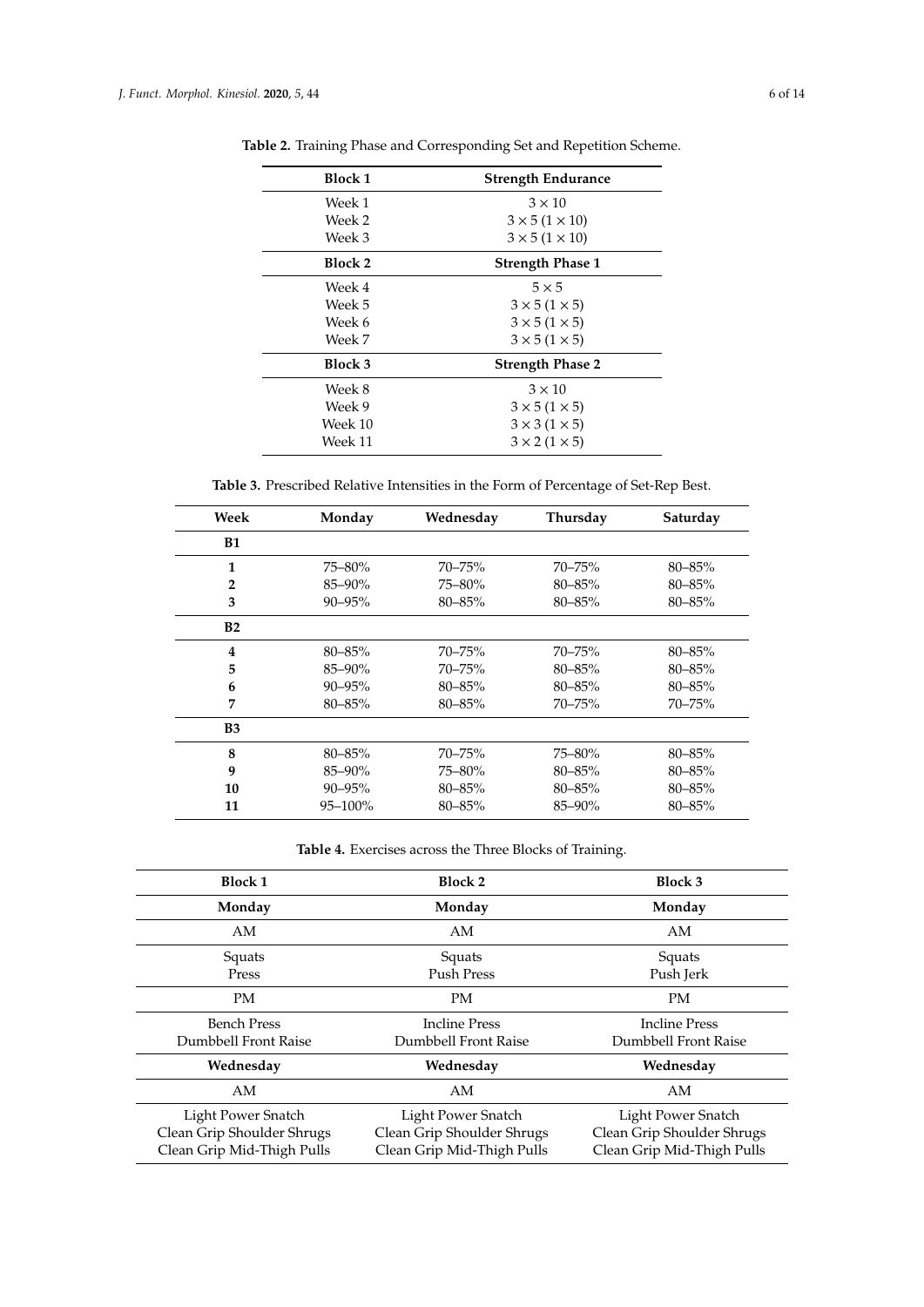**Table 2.** Training Phase and Corresponding Set and Repetition Scheme.

| Block 1 | Strength Endurance |
| --- | --- |
| Week 1 | 3 × 10 |
| Week 2 | 3 × 5 (1 × 10) |
| Week 3 | 3 × 5 (1 × 10) |
| **Block 2** | **Strength Phase 1** |
| Week 4 | 5 × 5 |
| Week 5 | 3 × 5 (1 × 5) |
| Week 6 | 3 × 5 (1 × 5) |
| Week 7 | 3 × 5 (1 × 5) |
| **Block 3** | **Strength Phase 2** |
| Week 8 | 3 × 10 |
| Week 9 | 3 × 5 (1 × 5) |
| Week 10 | 3 × 3 (1 × 5) |
| Week 11 | 3 × 2 (1 × 5) |

**Table 3.** Prescribed Relative Intensities in the Form of Percentage of Set-Rep Best.

| Week | Monday | Wednesday | Thursday | Saturday |
| --- | --- | --- | --- | --- |
| **B1** | | | | |
| **1** | 75–80% | 70–75% | 70–75% | 80–85% |
| **2** | 85–90% | 75–80% | 80–85% | 80–85% |
| **3** | 90–95% | 80–85% | 80–85% | 80–85% |
| **B2** | | | | |
| **4** | 80–85% | 70–75% | 70–75% | 80–85% |
| **5** | 85–90% | 70–75% | 80–85% | 80–85% |
| **6** | 90–95% | 80–85% | 80–85% | 80–85% |
| **7** | 80–85% | 80–85% | 70–75% | 70–75% |
| **B3** | | | | |
| **8** | 80–85% | 70–75% | 75–80% | 80–85% |
| **9** | 85–90% | 75–80% | 80–85% | 80–85% |
| **10** | 90–95% | 80–85% | 80–85% | 80–85% |
| **11** | 95–100% | 80–85% | 85–90% | 80–85% |

**Table 4.** Exercises across the Three Blocks of Training.

| Block 1 | Block 2 | Block 3 |
| --- | --- | --- |
| **Monday** | **Monday** | **Monday** |
| AM | AM | AM |
| Squats<br>Press | Squats<br>Push Press | Squats<br>Push Jerk |
| PM | PM | PM |
| Bench Press<br>Dumbbell Front Raise | Incline Press<br>Dumbbell Front Raise | Incline Press<br>Dumbbell Front Raise |
| **Wednesday** | **Wednesday** | **Wednesday** |
| AM | AM | AM |
| Light Power Snatch<br>Clean Grip Shoulder Shrugs<br>Clean Grip Mid-Thigh Pulls | Light Power Snatch<br>Clean Grip Shoulder Shrugs<br>Clean Grip Mid-Thigh Pulls | Light Power Snatch<br>Clean Grip Shoulder Shrugs<br>Clean Grip Mid-Thigh Pulls |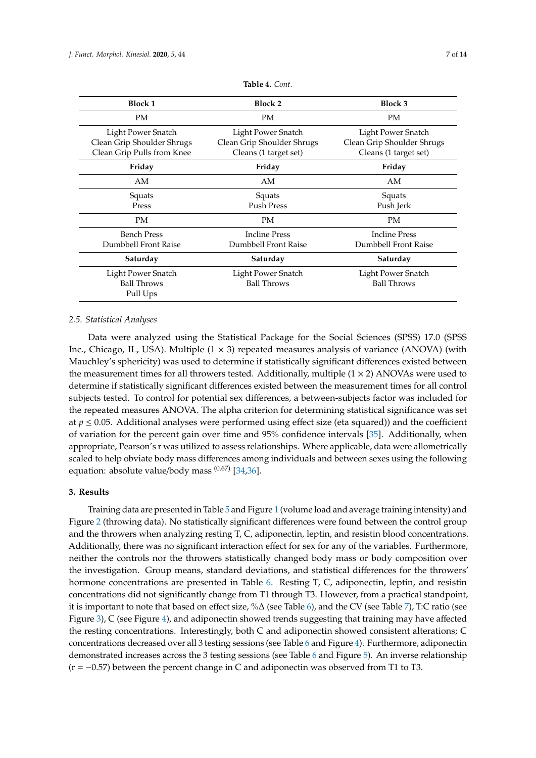**Table 4.** *Cont.*

| Block 1 | Block 2 | Block 3 |
|---|---|---|
| PM | PM | PM |
| Light Power Snatch<br>Clean Grip Shoulder Shrugs<br>Clean Grip Pulls from Knee | Light Power Snatch<br>Clean Grip Shoulder Shrugs<br>Cleans (1 target set) | Light Power Snatch<br>Clean Grip Shoulder Shrugs<br>Cleans (1 target set) |
| **Friday** | **Friday** | **Friday** |
| AM | AM | AM |
| Squats<br>Press | Squats<br>Push Press | Squats<br>Push Jerk |
| PM | PM | PM |
| Bench Press<br>Dumbbell Front Raise | Incline Press<br>Dumbbell Front Raise | Incline Press<br>Dumbbell Front Raise |
| **Saturday** | **Saturday** | **Saturday** |
| Light Power Snatch<br>Ball Throws<br>Pull Ups | Light Power Snatch<br>Ball Throws | Light Power Snatch<br>Ball Throws |

### 2.5. Statistical Analyses

Data were analyzed using the Statistical Package for the Social Sciences (SPSS) 17.0 (SPSS Inc., Chicago, IL, USA). Multiple ($1 \times 3$) repeated measures analysis of variance (ANOVA) (with Mauchley's sphericity) was used to determine if statistically significant differences existed between the measurement times for all throwers tested. Additionally, multiple ($1 \times 2$) ANOVAs were used to determine if statistically significant differences existed between the measurement times for all control subjects tested. To control for potential sex differences, a between-subjects factor was included for the repeated measures ANOVA. The alpha criterion for determining statistical significance was set at $p \leq 0.05$. Additional analyses were performed using effect size (eta squared)) and the coefficient of variation for the percent gain over time and 95% confidence intervals [35]. Additionally, when appropriate, Pearson's r was utilized to assess relationships. Where applicable, data were allometrically scaled to help obviate body mass differences among individuals and between sexes using the following equation: absolute value/body mass $^{(0.67)}$ [34,36].

## 3. Results

Training data are presented in Table 5 and Figure 1 (volume load and average training intensity) and Figure 2 (throwing data). No statistically significant differences were found between the control group and the throwers when analyzing resting T, C, adiponectin, leptin, and resistin blood concentrations. Additionally, there was no significant interaction effect for sex for any of the variables. Furthermore, neither the controls nor the throwers statistically changed body mass or body composition over the investigation. Group means, standard deviations, and statistical differences for the throwers' hormone concentrations are presented in Table 6. Resting T, C, adiponectin, leptin, and resistin concentrations did not significantly change from T1 through T3. However, from a practical standpoint, it is important to note that based on effect size, %Δ (see Table 6), and the CV (see Table 7), T:C ratio (see Figure 3), C (see Figure 4), and adiponectin showed trends suggesting that training may have affected the resting concentrations. Interestingly, both C and adiponectin showed consistent alterations; C concentrations decreased over all 3 testing sessions (see Table 6 and Figure 4). Furthermore, adiponectin demonstrated increases across the 3 testing sessions (see Table 6 and Figure 5). An inverse relationship ($r = -0.57$) between the percent change in C and adiponectin was observed from T1 to T3.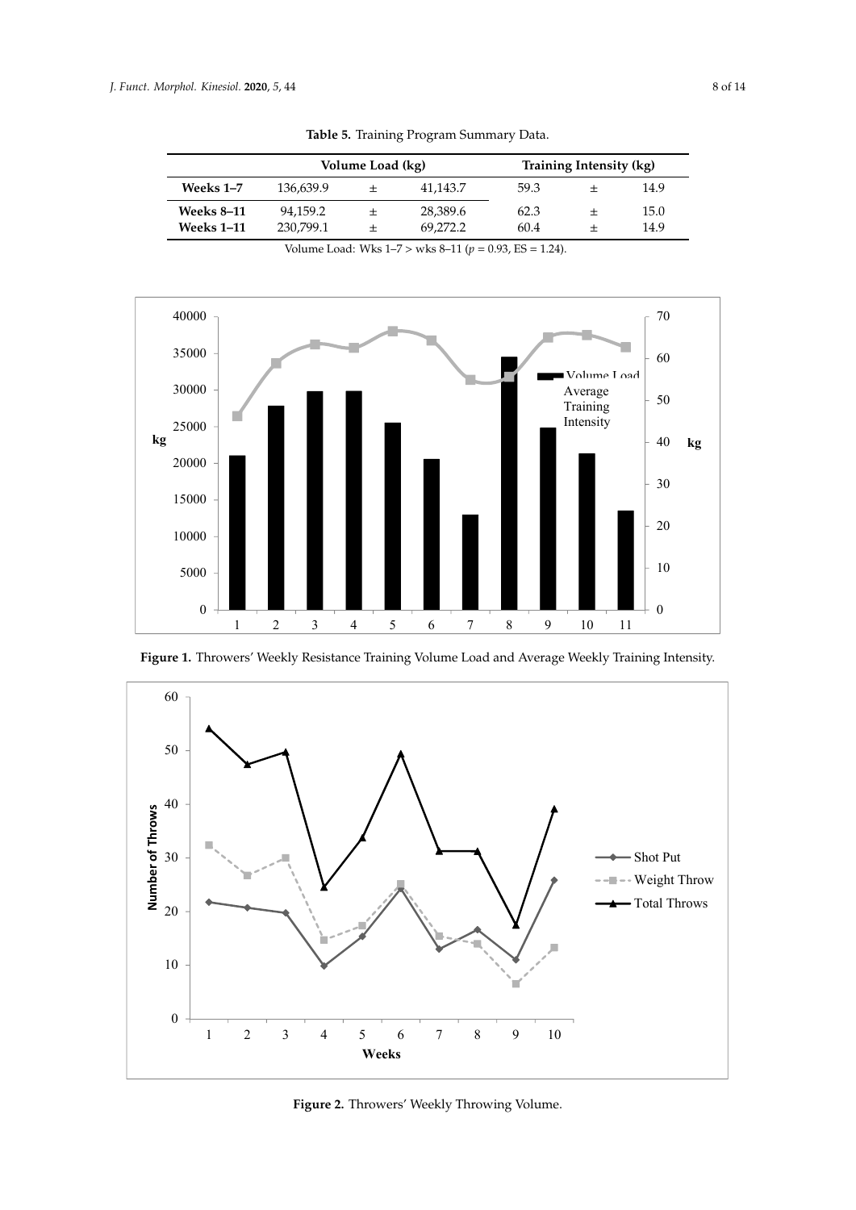**Table 5.** Training Program Summary Data.

| | Volume Load (kg) | | | Training Intensity (kg) | | |
|---|---|---|---|---|---|---|
| **Weeks 1–7** | 136,639.9 | ± | 41,143.7 | 59.3 | ± | 14.9 |
| **Weeks 8–11** | 94,159.2 | ± | 28,389.6 | 62.3 | ± | 15.0 |
| **Weeks 1–11** | 230,799.1 | ± | 69,272.2 | 60.4 | ± | 14.9 |

Volume Load: Wks 1–7 > wks 8–11 ($p$ = 0.93, ES = 1.24).

**Figure 1.** Throwers' Weekly Resistance Training Volume Load and Average Weekly Training Intensity.

**Figure 2.** Throwers' Weekly Throwing Volume.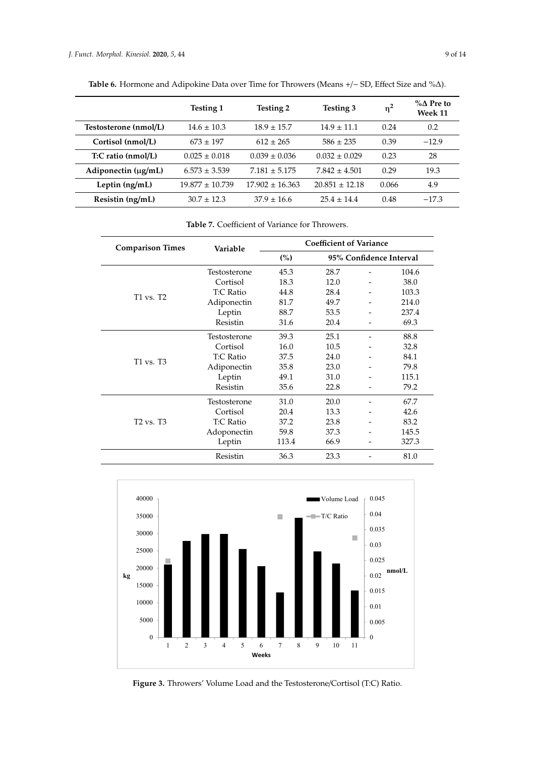**Table 6.** Hormone and Adipokine Data over Time for Throwers (Means +/− SD, Effect Size and %Δ).

| | Testing 1 | Testing 2 | Testing 3 | $\eta^2$ | %Δ Pre to Week 11 |
|---|---|---|---|---|---|
| **Testosterone (nmol/L)** | 14.6 ± 10.3 | 18.9 ± 15.7 | 14.9 ± 11.1 | 0.24 | 0.2 |
| **Cortisol (nmol/L)** | 673 ± 197 | 612 ± 265 | 586 ± 235 | 0.39 | −12.9 |
| **T:C ratio (nmol/L)** | 0.025 ± 0.018 | 0.039 ± 0.036 | 0.032 ± 0.029 | 0.23 | 28 |
| **Adiponectin (μg/mL)** | 6.573 ± 3.539 | 7.181 ± 5.175 | 7.842 ± 4.501 | 0.29 | 19.3 |
| **Leptin (ng/mL)** | 19.877 ± 10.739 | 17.902 ± 16.363 | 20.851 ± 12.18 | 0.066 | 4.9 |
| **Resistin (ng/mL)** | 30.7 ± 12.3 | 37.9 ± 16.6 | 25.4 ± 14.4 | 0.48 | −17.3 |

**Table 7.** Coefficient of Variance for Throwers.

| Comparison Times | Variable | Coefficient of Variance | | | |
|---|---|---|---|---|---|
| | | (%) | 95% Confidence Interval | | |
| T1 vs. T2 | Testosterone | 45.3 | 28.7 | - | 104.6 |
| | Cortisol | 18.3 | 12.0 | - | 38.0 |
| | T:C Ratio | 44.8 | 28.4 | - | 103.3 |
| | Adiponectin | 81.7 | 49.7 | - | 214.0 |
| | Leptin | 88.7 | 53.5 | - | 237.4 |
| | Resistin | 31.6 | 20.4 | - | 69.3 |
| T1 vs. T3 | Testosterone | 39.3 | 25.1 | - | 88.8 |
| | Cortisol | 16.0 | 10.5 | - | 32.8 |
| | T:C Ratio | 37.5 | 24.0 | - | 84.1 |
| | Adiponectin | 35.8 | 23.0 | - | 79.8 |
| | Leptin | 49.1 | 31.0 | - | 115.1 |
| | Resistin | 35.6 | 22.8 | - | 79.2 |
| T2 vs. T3 | Testosterone | 31.0 | 20.0 | - | 67.7 |
| | Cortisol | 20.4 | 13.3 | - | 42.6 |
| | T:C Ratio | 37.2 | 23.8 | - | 83.2 |
| | Adoponectin | 59.8 | 37.3 | - | 145.5 |
| | Leptin | 113.4 | 66.9 | - | 327.3 |
| | Resistin | 36.3 | 23.3 | - | 81.0 |

**Figure 3.** Throwers' Volume Load and the Testosterone/Cortisol (T:C) Ratio.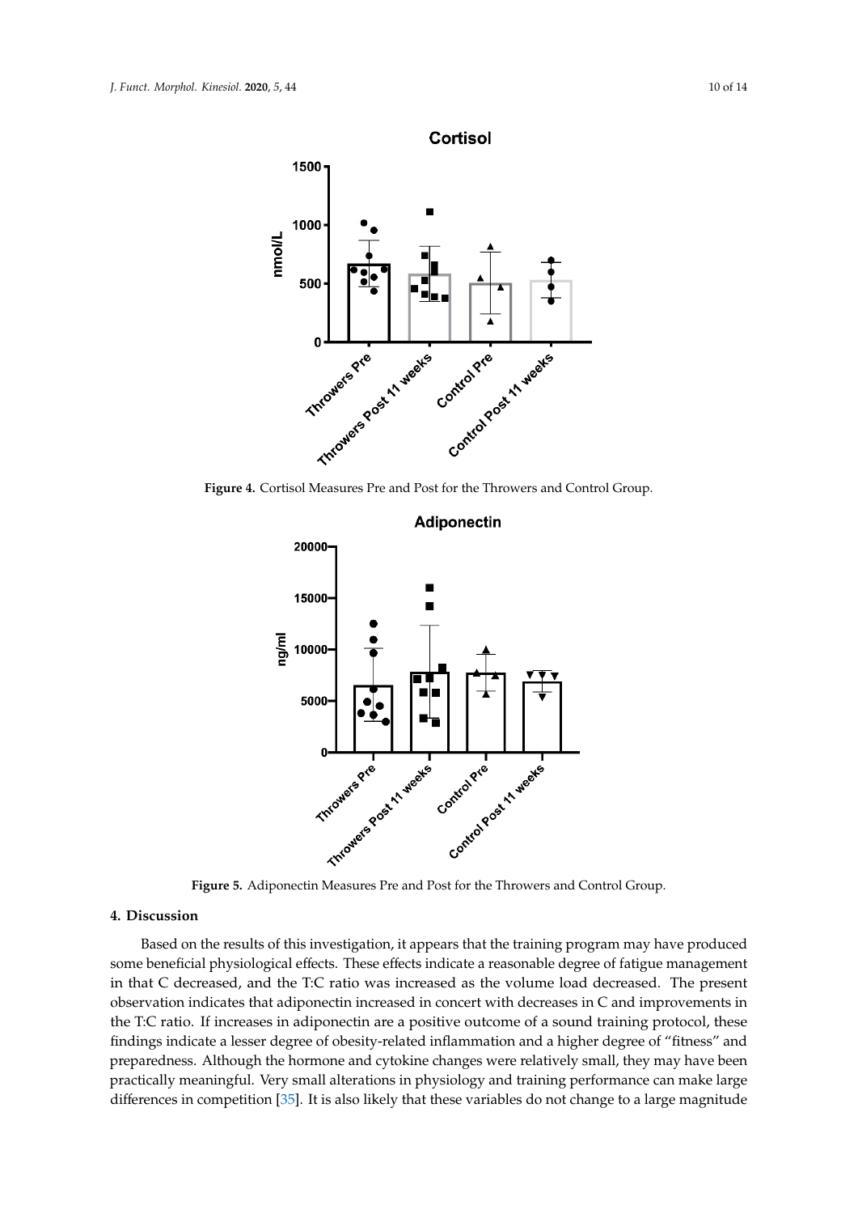Figure 4. Cortisol Measures Pre and Post for the Throwers and Control Group.

Figure 5. Adiponectin Measures Pre and Post for the Throwers and Control Group.

## 4. Discussion

Based on the results of this investigation, it appears that the training program may have produced some beneficial physiological effects. These effects indicate a reasonable degree of fatigue management in that C decreased, and the T:C ratio was increased as the volume load decreased. The present observation indicates that adiponectin increased in concert with decreases in C and improvements in the T:C ratio. If increases in adiponectin are a positive outcome of a sound training protocol, these findings indicate a lesser degree of obesity-related inflammation and a higher degree of "fitness" and preparedness. Although the hormone and cytokine changes were relatively small, they may have been practically meaningful. Very small alterations in physiology and training performance can make large differences in competition [35]. It is also likely that these variables do not change to a large magnitude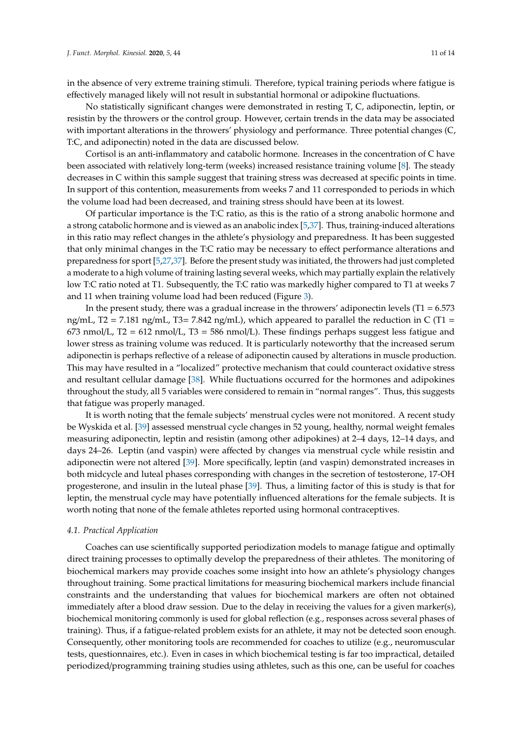in the absence of very extreme training stimuli. Therefore, typical training periods where fatigue is effectively managed likely will not result in substantial hormonal or adipokine fluctuations.

No statistically significant changes were demonstrated in resting T, C, adiponectin, leptin, or resistin by the throwers or the control group. However, certain trends in the data may be associated with important alterations in the throwers' physiology and performance. Three potential changes (C, T:C, and adiponectin) noted in the data are discussed below.

Cortisol is an anti-inflammatory and catabolic hormone. Increases in the concentration of C have been associated with relatively long-term (weeks) increased resistance training volume [8]. The steady decreases in C within this sample suggest that training stress was decreased at specific points in time. In support of this contention, measurements from weeks 7 and 11 corresponded to periods in which the volume load had been decreased, and training stress should have been at its lowest.

Of particular importance is the T:C ratio, as this is the ratio of a strong anabolic hormone and a strong catabolic hormone and is viewed as an anabolic index [5,37]. Thus, training-induced alterations in this ratio may reflect changes in the athlete's physiology and preparedness. It has been suggested that only minimal changes in the T:C ratio may be necessary to effect performance alterations and preparedness for sport [5,27,37]. Before the present study was initiated, the throwers had just completed a moderate to a high volume of training lasting several weeks, which may partially explain the relatively low T:C ratio noted at T1. Subsequently, the T:C ratio was markedly higher compared to T1 at weeks 7 and 11 when training volume load had been reduced (Figure 3).

In the present study, there was a gradual increase in the throwers' adiponectin levels (T1 = 6.573 ng/mL, T2 = 7.181 ng/mL, T3= 7.842 ng/mL), which appeared to parallel the reduction in C (T1 = 673 nmol/L, T2 = 612 nmol/L, T3 = 586 nmol/L). These findings perhaps suggest less fatigue and lower stress as training volume was reduced. It is particularly noteworthy that the increased serum adiponectin is perhaps reflective of a release of adiponectin caused by alterations in muscle production. This may have resulted in a "localized" protective mechanism that could counteract oxidative stress and resultant cellular damage [38]. While fluctuations occurred for the hormones and adipokines throughout the study, all 5 variables were considered to remain in "normal ranges". Thus, this suggests that fatigue was properly managed.

It is worth noting that the female subjects' menstrual cycles were not monitored. A recent study be Wyskida et al. [39] assessed menstrual cycle changes in 52 young, healthy, normal weight females measuring adiponectin, leptin and resistin (among other adipokines) at 2–4 days, 12–14 days, and days 24–26. Leptin (and vaspin) were affected by changes via menstrual cycle while resistin and adiponectin were not altered [39]. More specifically, leptin (and vaspin) demonstrated increases in both midcycle and luteal phases corresponding with changes in the secretion of testosterone, 17-OH progesterone, and insulin in the luteal phase [39]. Thus, a limiting factor of this is study is that for leptin, the menstrual cycle may have potentially influenced alterations for the female subjects. It is worth noting that none of the female athletes reported using hormonal contraceptives.

### 4.1. Practical Application

Coaches can use scientifically supported periodization models to manage fatigue and optimally direct training processes to optimally develop the preparedness of their athletes. The monitoring of biochemical markers may provide coaches some insight into how an athlete's physiology changes throughout training. Some practical limitations for measuring biochemical markers include financial constraints and the understanding that values for biochemical markers are often not obtained immediately after a blood draw session. Due to the delay in receiving the values for a given marker(s), biochemical monitoring commonly is used for global reflection (e.g., responses across several phases of training). Thus, if a fatigue-related problem exists for an athlete, it may not be detected soon enough. Consequently, other monitoring tools are recommended for coaches to utilize (e.g., neuromuscular tests, questionnaires, etc.). Even in cases in which biochemical testing is far too impractical, detailed periodized/programming training studies using athletes, such as this one, can be useful for coaches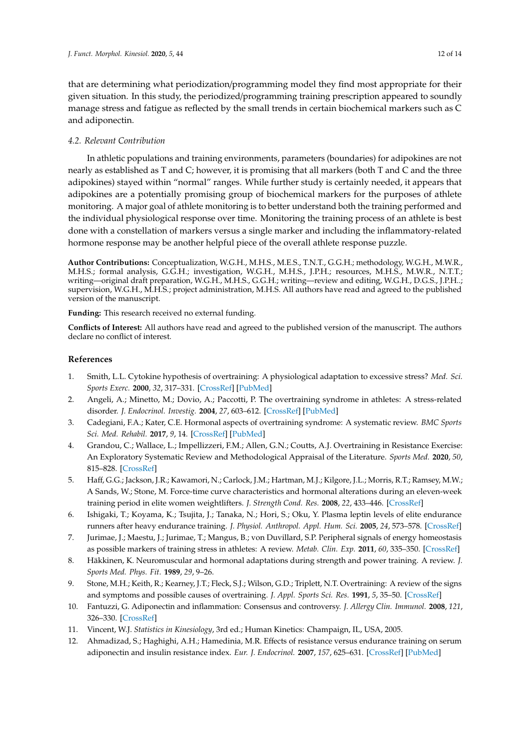that are determining what periodization/programming model they find most appropriate for their given situation. In this study, the periodized/programming training prescription appeared to soundly manage stress and fatigue as reflected by the small trends in certain biochemical markers such as C and adiponectin.

### *4.2. Relevant Contribution*

In athletic populations and training environments, parameters (boundaries) for adipokines are not nearly as established as T and C; however, it is promising that all markers (both T and C and the three adipokines) stayed within "normal" ranges. While further study is certainly needed, it appears that adipokines are a potentially promising group of biochemical markers for the purposes of athlete monitoring. A major goal of athlete monitoring is to better understand both the training performed and the individual physiological response over time. Monitoring the training process of an athlete is best done with a constellation of markers versus a single marker and including the inflammatory-related hormone response may be another helpful piece of the overall athlete response puzzle.

**Author Contributions:** Conceptualization, W.G.H., M.H.S., M.E.S., T.N.T., G.G.H.; methodology, W.G.H., M.W.R., M.H.S.; formal analysis, G.G.H.; investigation, W.G.H., M.H.S., J.P.H.; resources, M.H.S., M.W.R., N.T.T.; writing—original draft preparation, W.G.H., M.H.S., G.G.H.; writing—review and editing, W.G.H., D.G.S., J.P.H..; supervision, W.G.H., M.H.S.; project administration, M.H.S. All authors have read and agreed to the published version of the manuscript.

**Funding:** This research received no external funding.

**Conflicts of Interest:** All authors have read and agreed to the published version of the manuscript. The authors declare no conflict of interest.

## References

1. Smith, L.L. Cytokine hypothesis of overtraining: A physiological adaptation to excessive stress? *Med. Sci. Sports Exerc.* **2000**, *32*, 317–331. [CrossRef] [PubMed]
2. Angeli, A.; Minetto, M.; Dovio, A.; Paccotti, P. The overtraining syndrome in athletes: A stress-related disorder. *J. Endocrinol. Investig.* **2004**, *27*, 603–612. [CrossRef] [PubMed]
3. Cadegiani, F.A.; Kater, C.E. Hormonal aspects of overtraining syndrome: A systematic review. *BMC Sports Sci. Med. Rehabil.* **2017**, *9*, 14. [CrossRef] [PubMed]
4. Grandou, C.; Wallace, L.; Impellizzeri, F.M.; Allen, G.N.; Coutts, A.J. Overtraining in Resistance Exercise: An Exploratory Systematic Review and Methodological Appraisal of the Literature. *Sports Med.* **2020**, *50*, 815–828. [CrossRef]
5. Haff, G.G.; Jackson, J.R.; Kawamori, N.; Carlock, J.M.; Hartman, M.J.; Kilgore, J.L.; Morris, R.T.; Ramsey, M.W.; A Sands, W.; Stone, M. Force-time curve characteristics and hormonal alterations during an eleven-week training period in elite women weightlifters. *J. Strength Cond. Res.* **2008**, *22*, 433–446. [CrossRef]
6. Ishigaki, T.; Koyama, K.; Tsujita, J.; Tanaka, N.; Hori, S.; Oku, Y. Plasma leptin levels of elite endurance runners after heavy endurance training. *J. Physiol. Anthropol. Appl. Hum. Sci.* **2005**, *24*, 573–578. [CrossRef]
7. Jurimae, J.; Maestu, J.; Jurimae, T.; Mangus, B.; von Duvillard, S.P. Peripheral signals of energy homeostasis as possible markers of training stress in athletes: A review. *Metab. Clin. Exp.* **2011**, *60*, 335–350. [CrossRef]
8. Häkkinen, K. Neuromuscular and hormonal adaptations during strength and power training. A review. *J. Sports Med. Phys. Fit.* **1989**, *29*, 9–26.
9. Stone, M.H.; Keith, R.; Kearney, J.T.; Fleck, S.J.; Wilson, G.D.; Triplett, N.T. Overtraining: A review of the signs and symptoms and possible causes of overtraining. *J. Appl. Sports Sci. Res.* **1991**, *5*, 35–50. [CrossRef]
10. Fantuzzi, G. Adiponectin and inflammation: Consensus and controversy. *J. Allergy Clin. Immunol.* **2008**, *121*, 326–330. [CrossRef]
11. Vincent, W.J. *Statistics in Kinesiology*, 3rd ed.; Human Kinetics: Champaign, IL, USA, 2005.
12. Ahmadizad, S.; Haghighi, A.H.; Hamedinia, M.R. Effects of resistance versus endurance training on serum adiponectin and insulin resistance index. *Eur. J. Endocrinol.* **2007**, *157*, 625–631. [CrossRef] [PubMed]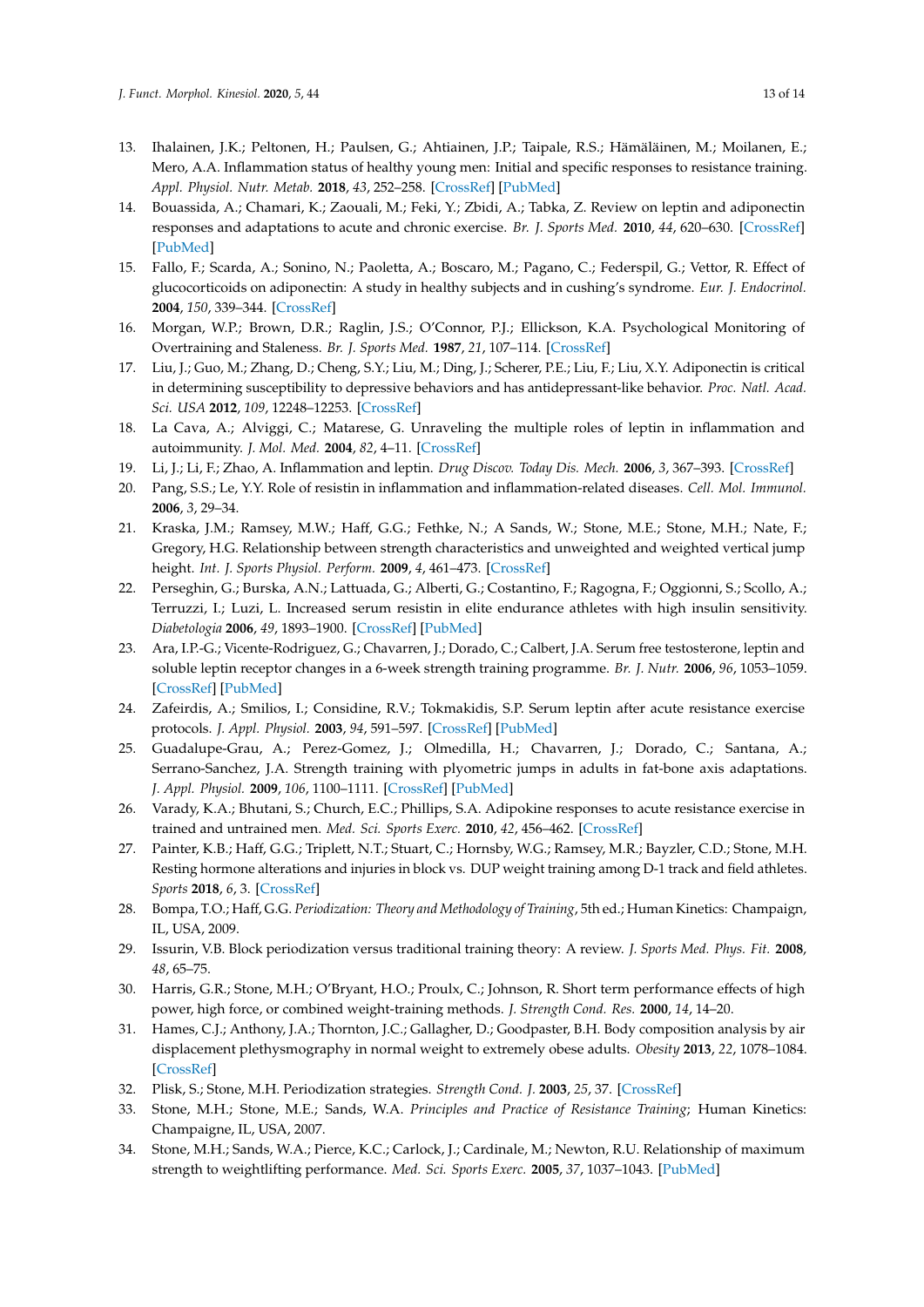13. Ihalainen, J.K.; Peltonen, H.; Paulsen, G.; Ahtiainen, J.P.; Taipale, R.S.; Hämäläinen, M.; Moilanen, E.; Mero, A.A. Inflammation status of healthy young men: Initial and specific responses to resistance training. *Appl. Physiol. Nutr. Metab.* **2018**, *43*, 252–258. [CrossRef] [PubMed]
14. Bouassida, A.; Chamari, K.; Zaouali, M.; Feki, Y.; Zbidi, A.; Tabka, Z. Review on leptin and adiponectin responses and adaptations to acute and chronic exercise. *Br. J. Sports Med.* **2010**, *44*, 620–630. [CrossRef] [PubMed]
15. Fallo, F.; Scarda, A.; Sonino, N.; Paoletta, A.; Boscaro, M.; Pagano, C.; Federspil, G.; Vettor, R. Effect of glucocorticoids on adiponectin: A study in healthy subjects and in cushing's syndrome. *Eur. J. Endocrinol.* **2004**, *150*, 339–344. [CrossRef]
16. Morgan, W.P.; Brown, D.R.; Raglin, J.S.; O'Connor, P.J.; Ellickson, K.A. Psychological Monitoring of Overtraining and Staleness. *Br. J. Sports Med.* **1987**, *21*, 107–114. [CrossRef]
17. Liu, J.; Guo, M.; Zhang, D.; Cheng, S.Y.; Liu, M.; Ding, J.; Scherer, P.E.; Liu, F.; Liu, X.Y. Adiponectin is critical in determining susceptibility to depressive behaviors and has antidepressant-like behavior. *Proc. Natl. Acad. Sci. USA* **2012**, *109*, 12248–12253. [CrossRef]
18. La Cava, A.; Alviggi, C.; Matarese, G. Unraveling the multiple roles of leptin in inflammation and autoimmunity. *J. Mol. Med.* **2004**, *82*, 4–11. [CrossRef]
19. Li, J.; Li, F.; Zhao, A. Inflammation and leptin. *Drug Discov. Today Dis. Mech.* **2006**, *3*, 367–393. [CrossRef]
20. Pang, S.S.; Le, Y.Y. Role of resistin in inflammation and inflammation-related diseases. *Cell. Mol. Immunol.* **2006**, *3*, 29–34.
21. Kraska, J.M.; Ramsey, M.W.; Haff, G.G.; Fethke, N.; A Sands, W.; Stone, M.E.; Stone, M.H.; Nate, F.; Gregory, H.G. Relationship between strength characteristics and unweighted and weighted vertical jump height. *Int. J. Sports Physiol. Perform.* **2009**, *4*, 461–473. [CrossRef]
22. Perseghin, G.; Burska, A.N.; Lattuada, G.; Alberti, G.; Costantino, F.; Ragogna, F.; Oggionni, S.; Scollo, A.; Terruzzi, I.; Luzi, L. Increased serum resistin in elite endurance athletes with high insulin sensitivity. *Diabetologia* **2006**, *49*, 1893–1900. [CrossRef] [PubMed]
23. Ara, I.P.-G.; Vicente-Rodriguez, G.; Chavarren, J.; Dorado, C.; Calbert, J.A. Serum free testosterone, leptin and soluble leptin receptor changes in a 6-week strength training programme. *Br. J. Nutr.* **2006**, *96*, 1053–1059. [CrossRef] [PubMed]
24. Zafeirdis, A.; Smilios, I.; Considine, R.V.; Tokmakidis, S.P. Serum leptin after acute resistance exercise protocols. *J. Appl. Physiol.* **2003**, *94*, 591–597. [CrossRef] [PubMed]
25. Guadalupe-Grau, A.; Perez-Gomez, J.; Olmedilla, H.; Chavarren, J.; Dorado, C.; Santana, A.; Serrano-Sanchez, J.A. Strength training with plyometric jumps in adults in fat-bone axis adaptations. *J. Appl. Physiol.* **2009**, *106*, 1100–1111. [CrossRef] [PubMed]
26. Varady, K.A.; Bhutani, S.; Church, E.C.; Phillips, S.A. Adipokine responses to acute resistance exercise in trained and untrained men. *Med. Sci. Sports Exerc.* **2010**, *42*, 456–462. [CrossRef]
27. Painter, K.B.; Haff, G.G.; Triplett, N.T.; Stuart, C.; Hornsby, W.G.; Ramsey, M.R.; Bayzler, C.D.; Stone, M.H. Resting hormone alterations and injuries in block vs. DUP weight training among D-1 track and field athletes. *Sports* **2018**, *6*, 3. [CrossRef]
28. Bompa, T.O.; Haff, G.G. *Periodization: Theory and Methodology of Training*, 5th ed.; Human Kinetics: Champaign, IL, USA, 2009.
29. Issurin, V.B. Block periodization versus traditional training theory: A review. *J. Sports Med. Phys. Fit.* **2008**, *48*, 65–75.
30. Harris, G.R.; Stone, M.H.; O'Bryant, H.O.; Proulx, C.; Johnson, R. Short term performance effects of high power, high force, or combined weight-training methods. *J. Strength Cond. Res.* **2000**, *14*, 14–20.
31. Hames, C.J.; Anthony, J.A.; Thornton, J.C.; Gallagher, D.; Goodpaster, B.H. Body composition analysis by air displacement plethysmography in normal weight to extremely obese adults. *Obesity* **2013**, *22*, 1078–1084. [CrossRef]
32. Plisk, S.; Stone, M.H. Periodization strategies. *Strength Cond. J.* **2003**, *25*, 37. [CrossRef]
33. Stone, M.H.; Stone, M.E.; Sands, W.A. *Principles and Practice of Resistance Training*; Human Kinetics: Champaigne, IL, USA, 2007.
34. Stone, M.H.; Sands, W.A.; Pierce, K.C.; Carlock, J.; Cardinale, M.; Newton, R.U. Relationship of maximum strength to weightlifting performance. *Med. Sci. Sports Exerc.* **2005**, *37*, 1037–1043. [PubMed]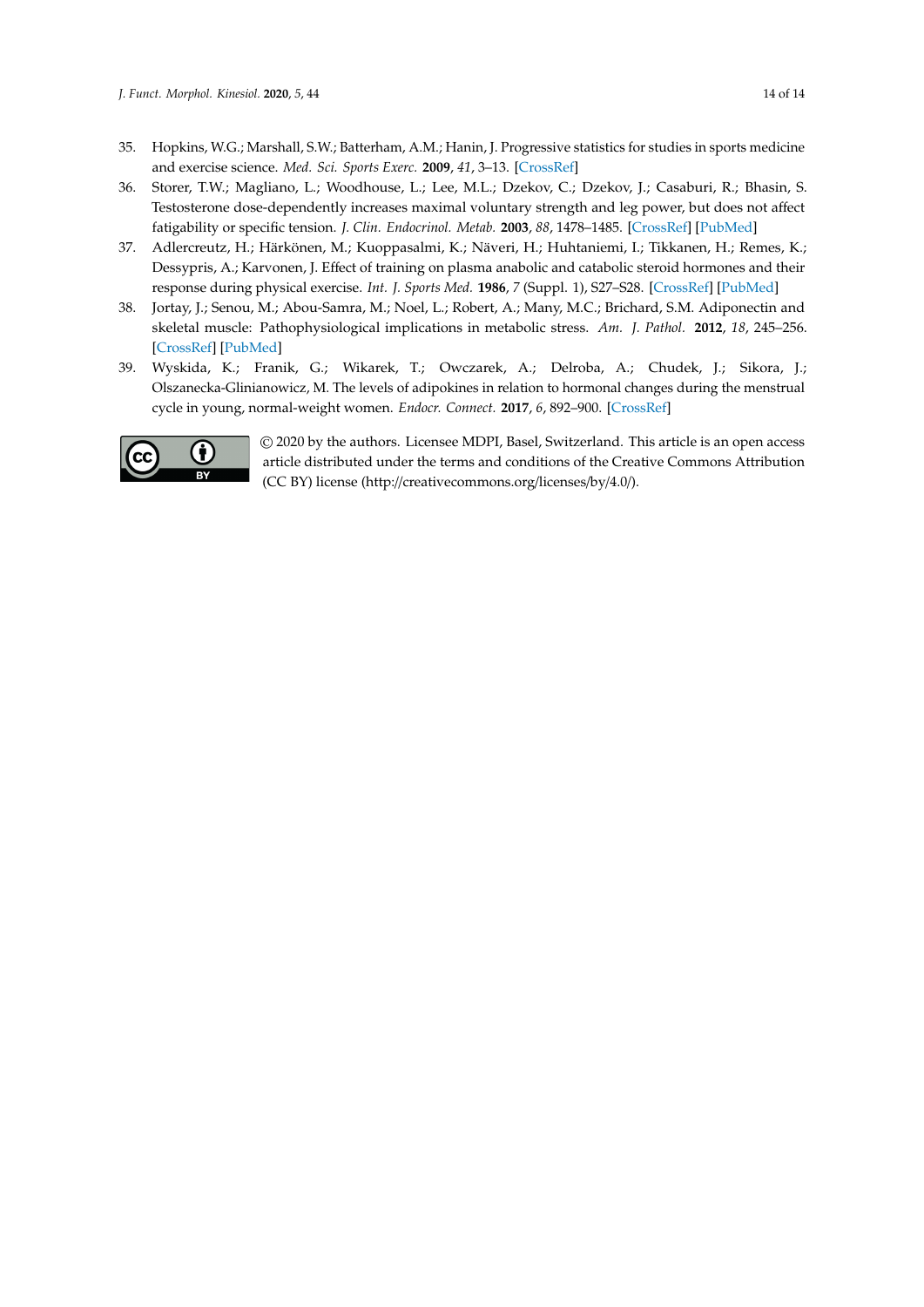35. Hopkins, W.G.; Marshall, S.W.; Batterham, A.M.; Hanin, J. Progressive statistics for studies in sports medicine and exercise science. *Med. Sci. Sports Exerc.* **2009**, *41*, 3–13. [CrossRef]
36. Storer, T.W.; Magliano, L.; Woodhouse, L.; Lee, M.L.; Dzekov, C.; Dzekov, J.; Casaburi, R.; Bhasin, S. Testosterone dose-dependently increases maximal voluntary strength and leg power, but does not affect fatigability or specific tension. *J. Clin. Endocrinol. Metab.* **2003**, *88*, 1478–1485. [CrossRef] [PubMed]
37. Adlercreutz, H.; Härkönen, M.; Kuoppasalmi, K.; Näveri, H.; Huhtaniemi, I.; Tikkanen, H.; Remes, K.; Dessypris, A.; Karvonen, J. Effect of training on plasma anabolic and catabolic steroid hormones and their response during physical exercise. *Int. J. Sports Med.* **1986**, *7* (Suppl. 1), S27–S28. [CrossRef] [PubMed]
38. Jortay, J.; Senou, M.; Abou-Samra, M.; Noel, L.; Robert, A.; Many, M.C.; Brichard, S.M. Adiponectin and skeletal muscle: Pathophysiological implications in metabolic stress. *Am. J. Pathol.* **2012**, *18*, 245–256. [CrossRef] [PubMed]
39. Wyskida, K.; Franik, G.; Wikarek, T.; Owczarek, A.; Delroba, A.; Chudek, J.; Sikora, J.; Olszanecka-Glinianowicz, M. The levels of adipokines in relation to hormonal changes during the menstrual cycle in young, normal-weight women. *Endocr. Connect.* **2017**, *6*, 892–900. [CrossRef]

© 2020 by the authors. Licensee MDPI, Basel, Switzerland. This article is an open access article distributed under the terms and conditions of the Creative Commons Attribution (CC BY) license (http://creativecommons.org/licenses/by/4.0/).